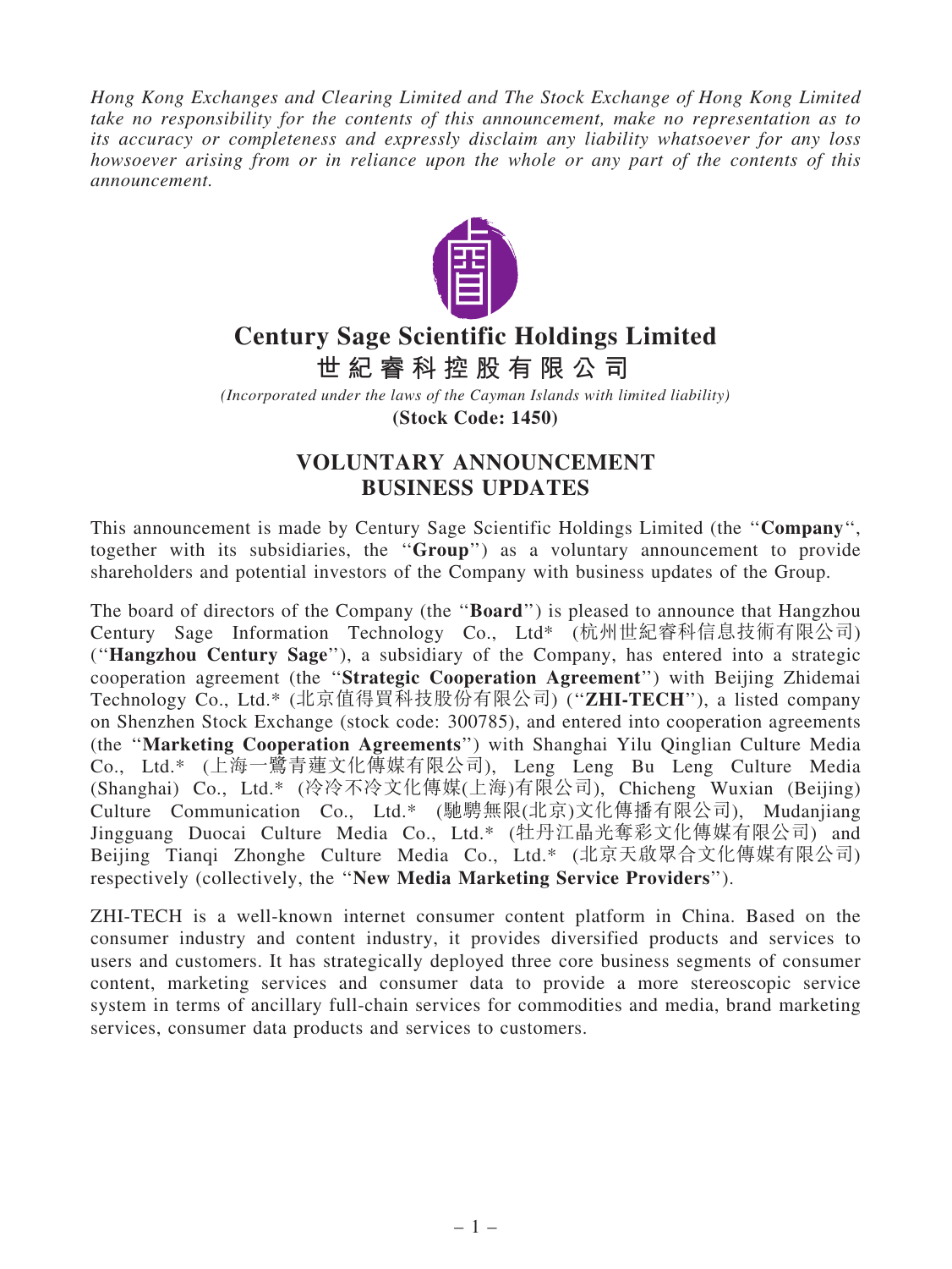*Hong Kong Exchanges and Clearing Limited and The Stock Exchange of Hong Kong Limited take no responsibility for the contents of this announcement, make no representation as to its accuracy or completeness and expressly disclaim any liability whatsoever for any loss howsoever arising from or in reliance upon the whole or any part of the contents of this announcement.*

# Century Sage Scientific Holdings Limited

# 世紀睿科控股有限公司

*(Incorporated under the laws of the Cayman Islands with limited liability)*

**(Stock Code: 1450)**

## VOLUNTARY ANNOUNCEMENT
## BUSINESS UPDATES

This announcement is made by Century Sage Scientific Holdings Limited (the "**Company**", together with its subsidiaries, the "**Group**") as a voluntary announcement to provide shareholders and potential investors of the Company with business updates of the Group.

The board of directors of the Company (the "**Board**") is pleased to announce that Hangzhou Century Sage Information Technology Co., Ltd* (杭州世紀睿科信息技術有限公司) ("**Hangzhou Century Sage**"), a subsidiary of the Company, has entered into a strategic cooperation agreement (the "**Strategic Cooperation Agreement**") with Beijing Zhidemai Technology Co., Ltd.* (北京值得買科技股份有限公司) ("**ZHI-TECH**"), a listed company on Shenzhen Stock Exchange (stock code: 300785), and entered into cooperation agreements (the "**Marketing Cooperation Agreements**") with Shanghai Yilu Qinglian Culture Media Co., Ltd.* (上海一鷺青蓮文化傳媒有限公司), Leng Leng Bu Leng Culture Media (Shanghai) Co., Ltd.* (冷冷不冷文化傳媒(上海)有限公司), Chicheng Wuxian (Beijing) Culture Communication Co., Ltd.* (馳騁無限(北京)文化傳播有限公司), Mudanjiang Jingguang Duocai Culture Media Co., Ltd.* (牡丹江晶光奪彩文化傳媒有限公司) and Beijing Tianqi Zhonghe Culture Media Co., Ltd.* (北京天啟眾合文化傳媒有限公司) respectively (collectively, the "**New Media Marketing Service Providers**").

ZHI-TECH is a well-known internet consumer content platform in China. Based on the consumer industry and content industry, it provides diversified products and services to users and customers. It has strategically deployed three core business segments of consumer content, marketing services and consumer data to provide a more stereoscopic service system in terms of ancillary full-chain services for commodities and media, brand marketing services, consumer data products and services to customers.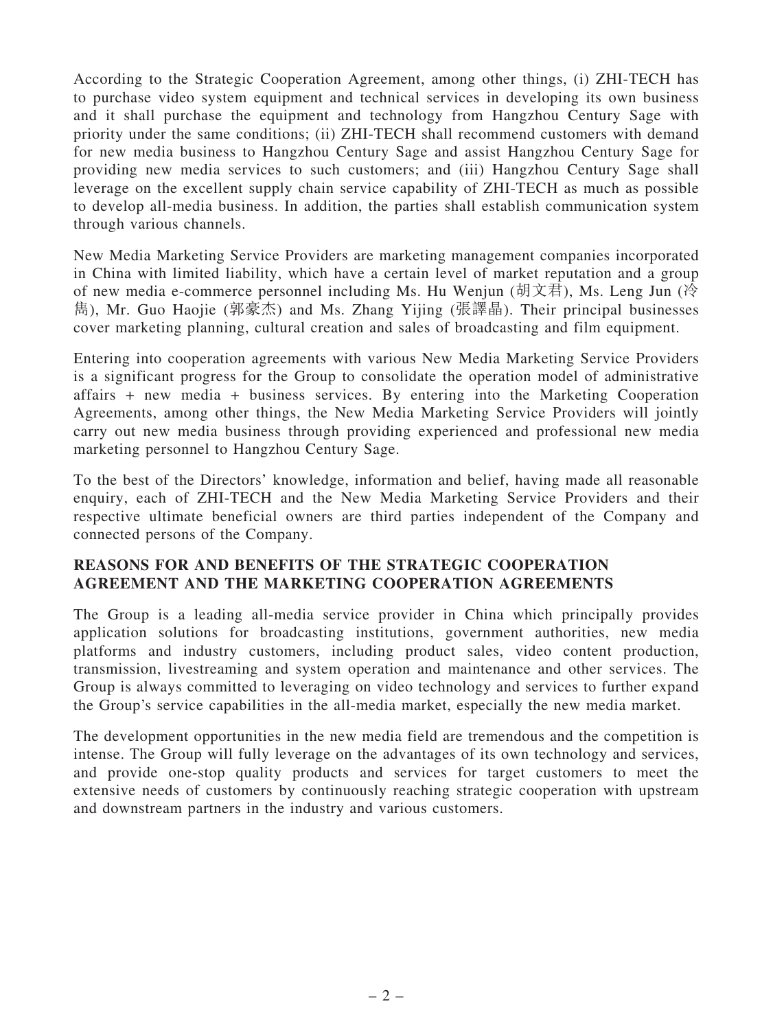According to the Strategic Cooperation Agreement, among other things, (i) ZHI-TECH has to purchase video system equipment and technical services in developing its own business and it shall purchase the equipment and technology from Hangzhou Century Sage with priority under the same conditions; (ii) ZHI-TECH shall recommend customers with demand for new media business to Hangzhou Century Sage and assist Hangzhou Century Sage for providing new media services to such customers; and (iii) Hangzhou Century Sage shall leverage on the excellent supply chain service capability of ZHI-TECH as much as possible to develop all-media business. In addition, the parties shall establish communication system through various channels.

New Media Marketing Service Providers are marketing management companies incorporated in China with limited liability, which have a certain level of market reputation and a group of new media e-commerce personnel including Ms. Hu Wenjun (胡文君), Ms. Leng Jun (冷雋), Mr. Guo Haojie (郭豪杰) and Ms. Zhang Yijing (張譯晶). Their principal businesses cover marketing planning, cultural creation and sales of broadcasting and film equipment.

Entering into cooperation agreements with various New Media Marketing Service Providers is a significant progress for the Group to consolidate the operation model of administrative affairs + new media + business services. By entering into the Marketing Cooperation Agreements, among other things, the New Media Marketing Service Providers will jointly carry out new media business through providing experienced and professional new media marketing personnel to Hangzhou Century Sage.

To the best of the Directors' knowledge, information and belief, having made all reasonable enquiry, each of ZHI-TECH and the New Media Marketing Service Providers and their respective ultimate beneficial owners are third parties independent of the Company and connected persons of the Company.

## REASONS FOR AND BENEFITS OF THE STRATEGIC COOPERATION AGREEMENT AND THE MARKETING COOPERATION AGREEMENTS

The Group is a leading all-media service provider in China which principally provides application solutions for broadcasting institutions, government authorities, new media platforms and industry customers, including product sales, video content production, transmission, livestreaming and system operation and maintenance and other services. The Group is always committed to leveraging on video technology and services to further expand the Group's service capabilities in the all-media market, especially the new media market.

The development opportunities in the new media field are tremendous and the competition is intense. The Group will fully leverage on the advantages of its own technology and services, and provide one-stop quality products and services for target customers to meet the extensive needs of customers by continuously reaching strategic cooperation with upstream and downstream partners in the industry and various customers.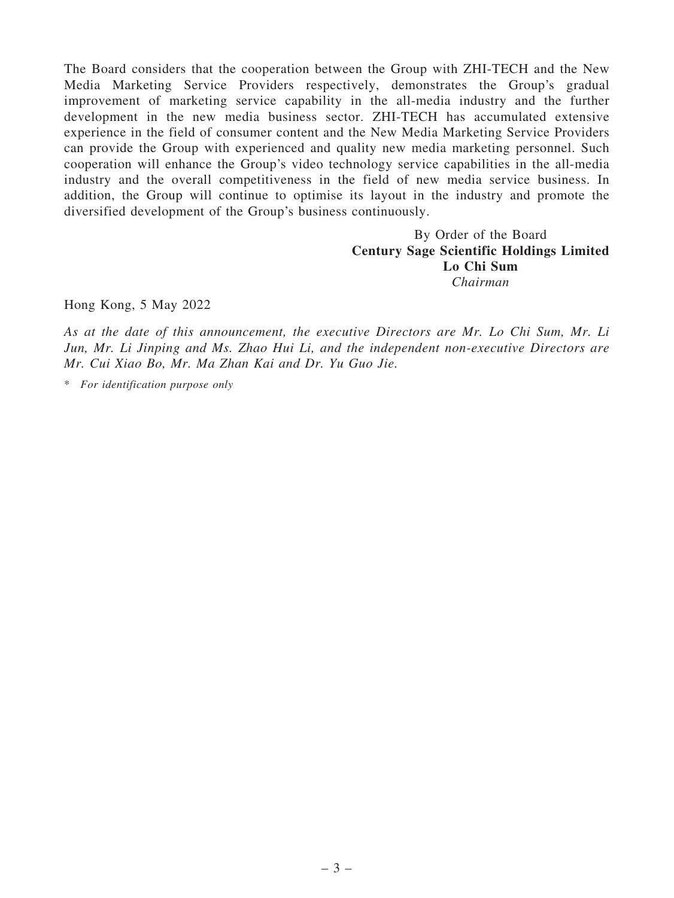The Board considers that the cooperation between the Group with ZHI-TECH and the New Media Marketing Service Providers respectively, demonstrates the Group's gradual improvement of marketing service capability in the all-media industry and the further development in the new media business sector. ZHI-TECH has accumulated extensive experience in the field of consumer content and the New Media Marketing Service Providers can provide the Group with experienced and quality new media marketing personnel. Such cooperation will enhance the Group's video technology service capabilities in the all-media industry and the overall competitiveness in the field of new media service business. In addition, the Group will continue to optimise its layout in the industry and promote the diversified development of the Group's business continuously.

By Order of the Board
**Century Sage Scientific Holdings Limited**
**Lo Chi Sum**
*Chairman*

Hong Kong, 5 May 2022

*As at the date of this announcement, the executive Directors are Mr. Lo Chi Sum, Mr. Li Jun, Mr. Li Jinping and Ms. Zhao Hui Li, and the independent non-executive Directors are Mr. Cui Xiao Bo, Mr. Ma Zhan Kai and Dr. Yu Guo Jie.*

\* *For identification purpose only*